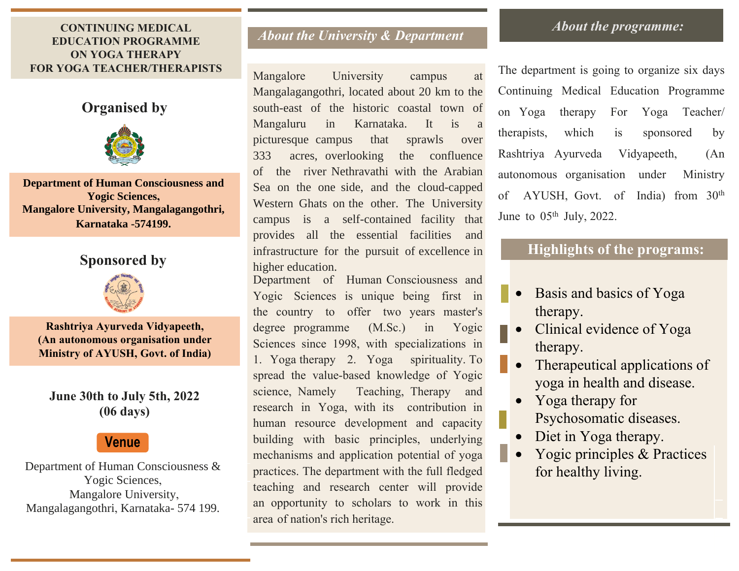# CONTINUING MEDICAL EDUCATION PROGRAMME ON YOGA THERAPY FOR YOGA TEACHER/THERAPISTS

## Organised by

**Department of Human Consciousness and Yogic Sciences,**
**Mangalore University, Mangalagangothri, Karnataka -574199.**

## Sponsored by

**Rashtriya Ayurveda Vidyapeeth,**
**(An autonomous organisation under Ministry of AYUSH, Govt. of India)**

**June 30th to July 5th, 2022**
**(06 days)**

**Venue**

Department of Human Consciousness & Yogic Sciences,
Mangalore University,
Mangalagangothri, Karnataka- 574 199.

## *About the University & Department*

Mangalore University campus at Mangalagangothri, located about 20 km to the south-east of the historic coastal town of Mangaluru in Karnataka. It is a picturesque campus that sprawls over 333 acres, overlooking the confluence of the river Nethravathi with the Arabian Sea on the one side, and the cloud-capped Western Ghats on the other. The University campus is a self-contained facility that provides all the essential facilities and infrastructure for the pursuit of excellence in higher education.

Department of Human Consciousness and Yogic Sciences is unique being first in the country to offer two years master's degree programme (M.Sc.) in Yogic Sciences since 1998, with specializations in 1. Yoga therapy 2. Yoga spirituality. To spread the value-based knowledge of Yogic science, Namely Teaching, Therapy and research in Yoga, with its contribution in human resource development and capacity building with basic principles, underlying mechanisms and application potential of yoga practices. The department with the full fledged teaching and research center will provide an opportunity to scholars to work in this area of nation's rich heritage.

## *About the programme:*

The department is going to organize six days Continuing Medical Education Programme on Yoga therapy For Yoga Teacher/ therapists, which is sponsored by Rashtriya Ayurveda Vidyapeeth, (An autonomous organisation under Ministry of AYUSH, Govt. of India) from 30th June to 05th July, 2022.

## Highlights of the programs:

- Basis and basics of Yoga therapy.
- Clinical evidence of Yoga therapy.
- Therapeutical applications of yoga in health and disease.
- Yoga therapy for Psychosomatic diseases.
- Diet in Yoga therapy.
- Yogic principles & Practices for healthy living.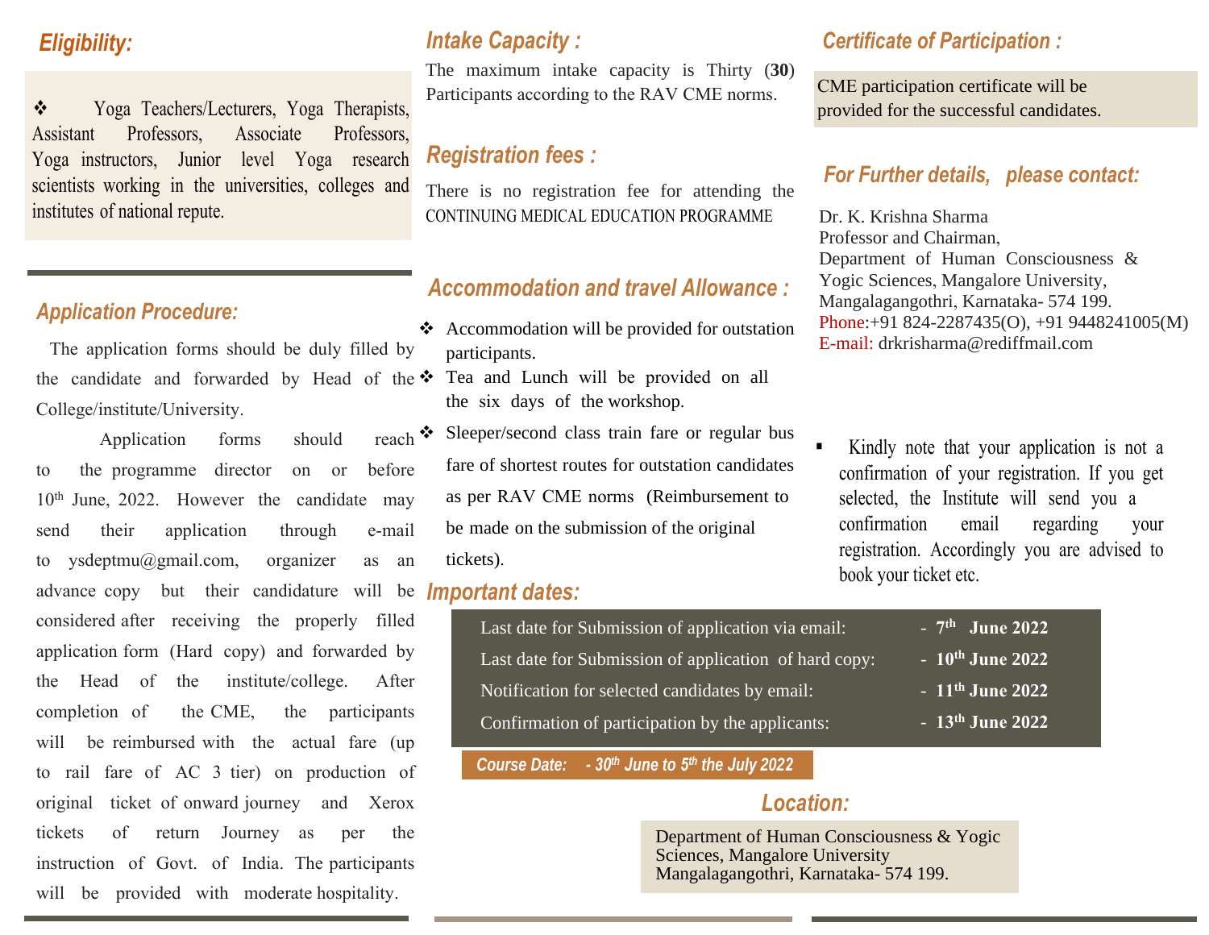## Eligibility:

- Yoga Teachers/Lecturers, Yoga Therapists, Assistant Professors, Associate Professors, Yoga instructors, Junior level Yoga research scientists working in the universities, colleges and institutes of national repute.

## Application Procedure:

The application forms should be duly filled by the candidate and forwarded by Head of the College/institute/University.

Application forms should reach to the programme director on or before 10th June, 2022. However the candidate may send their application through e-mail to ysdeptmu@gmail.com, organizer as an advance copy but their candidature will be considered after receiving the properly filled application form (Hard copy) and forwarded by the Head of the institute/college. After completion of the CME, the participants will be reimbursed with the actual fare (up to rail fare of AC 3 tier) on production of original ticket of onward journey and Xerox tickets of return Journey as per the instruction of Govt. of India. The participants will be provided with moderate hospitality.

## Intake Capacity :

The maximum intake capacity is Thirty (**30**) Participants according to the RAV CME norms.

## Registration fees :

There is no registration fee for attending the CONTINUING MEDICAL EDUCATION PROGRAMME

## Accommodation and travel Allowance :

- Accommodation will be provided for outstation participants.
- Tea and Lunch will be provided on all the six days of the workshop.
- Sleeper/second class train fare or regular bus fare of shortest routes for outstation candidates as per RAV CME norms (Reimbursement to be made on the submission of the original tickets).

## Important dates:

| | |
|---|---|
| Last date for Submission of application via email: | - **7th June 2022** |
| Last date for Submission of application of hard copy: | - **10th June 2022** |
| Notification for selected candidates by email: | - **11th June 2022** |
| Confirmation of participation by the applicants: | - **13th June 2022** |

***Course Date: - 30th June to 5th the July 2022***

## Location:

Department of Human Consciousness & Yogic Sciences, Mangalore University
Mangalagangothri, Karnataka- 574 199.

## Certificate of Participation :

CME participation certificate will be provided for the successful candidates.

## For Further details, please contact:

Dr. K. Krishna Sharma
Professor and Chairman,
Department of Human Consciousness & Yogic Sciences, Mangalore University,
Mangalagangothri, Karnataka- 574 199.
Phone:+91 824-2287435(O), +91 9448241005(M)
E-mail: drkrisharma@rediffmail.com

- Kindly note that your application is not a confirmation of your registration. If you get selected, the Institute will send you a confirmation email regarding your registration. Accordingly you are advised to book your ticket etc.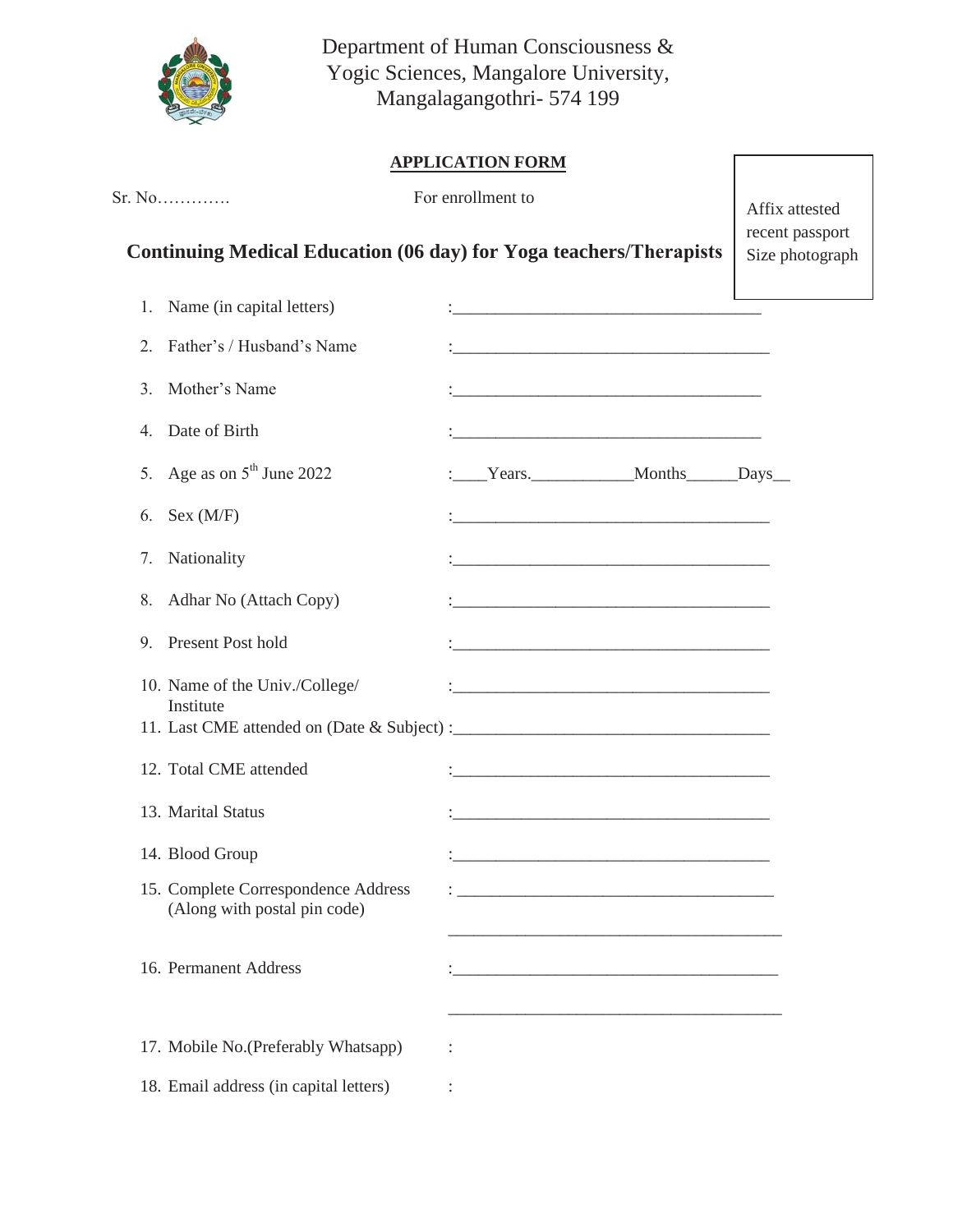Department of Human Consciousness &
Yogic Sciences, Mangalore University,
Mangalagangothri- 574 199

## APPLICATION FORM

Sr. No…………

For enrollment to

Affix attested recent passport Size photograph

### Continuing Medical Education (06 day) for Yoga teachers/Therapists

1. Name (in capital letters) :____________________________________
2. Father's / Husband's Name :_____________________________________
3. Mother's Name :____________________________________
4. Date of Birth :____________________________________
5. Age as on 5th June 2022 :____Years.___________Months______Days__
6. Sex (M/F) :_____________________________________
7. Nationality :_____________________________________
8. Adhar No (Attach Copy) :_____________________________________
9. Present Post hold :_____________________________________
10. Name of the Univ./College/ Institute :_____________________________________
11. Last CME attended on (Date & Subject) :_____________________________________
12. Total CME attended :_____________________________________
13. Marital Status :_____________________________________
14. Blood Group :_____________________________________
15. Complete Correspondence Address (Along with postal pin code) : _____________________________________
_______________________________________
16. Permanent Address :______________________________________
_______________________________________
17. Mobile No.(Preferably Whatsapp) :
18. Email address (in capital letters) :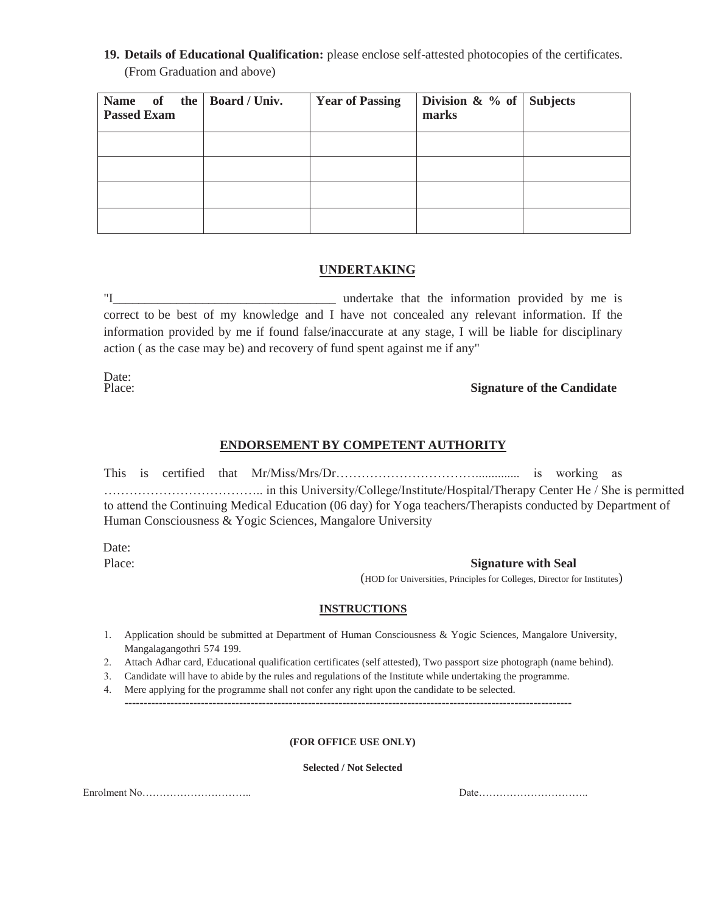19. **Details of Educational Qualification:** please enclose self-attested photocopies of the certificates. (From Graduation and above)

| Name of the Passed Exam | Board / Univ. | Year of Passing | Division & % of marks | Subjects |
|---|---|---|---|---|
| | | | | |
| | | | | |
| | | | | |
| | | | | |

## UNDERTAKING

"I___________________________________ undertake that the information provided by me is correct to be best of my knowledge and I have not concealed any relevant information. If the information provided by me if found false/inaccurate at any stage, I will be liable for disciplinary action ( as the case may be) and recovery of fund spent against me if any"

Date:
Place: **Signature of the Candidate**

## ENDORSEMENT BY COMPETENT AUTHORITY

This is certified that Mr/Miss/Mrs/Dr…………………………….............. is working as ……………………………….. in this University/College/Institute/Hospital/Therapy Center He / She is permitted to attend the Continuing Medical Education (06 day) for Yoga teachers/Therapists conducted by Department of Human Consciousness & Yogic Sciences, Mangalore University

Date:
Place: **Signature with Seal**

(HOD for Universities, Principles for Colleges, Director for Institutes)

## INSTRUCTIONS

1. Application should be submitted at Department of Human Consciousness & Yogic Sciences, Mangalore University, Mangalagangothri 574 199.
2. Attach Adhar card, Educational qualification certificates (self attested), Two passport size photograph (name behind).
3. Candidate will have to abide by the rules and regulations of the Institute while undertaking the programme.
4. Mere applying for the programme shall not confer any right upon the candidate to be selected.

---

**(FOR OFFICE USE ONLY)**

**Selected / Not Selected**

Enrolment No………………………….. Date…………………………..